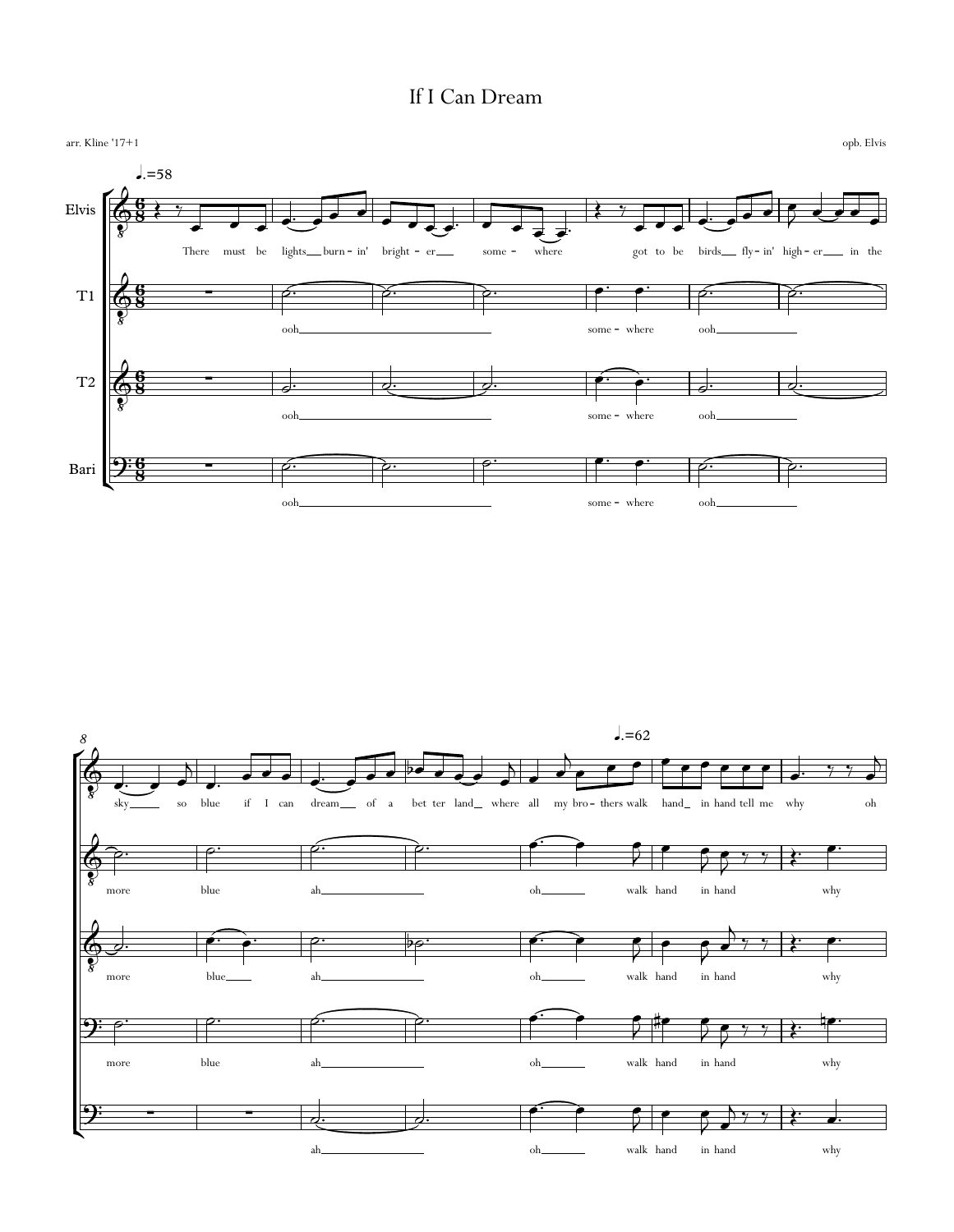# If I Can Dream

arr. Kline '17+1

opb. Elvis

♩.=58

Elvis: There must be lights burn-in' bright-er some-where got to be birds fly-in' high-er in the sky so blue if I can dream of a bet ter land where all my bro-thers walk hand in hand tell me why oh

T1: ooh some-where ooh more blue ah oh walk hand in hand why

T2: ooh some-where ooh more blue ah oh walk hand in hand why

Bari: ooh some-where ooh more blue ah oh walk hand in hand why

Bass: ah oh walk hand in hand why

♩.=62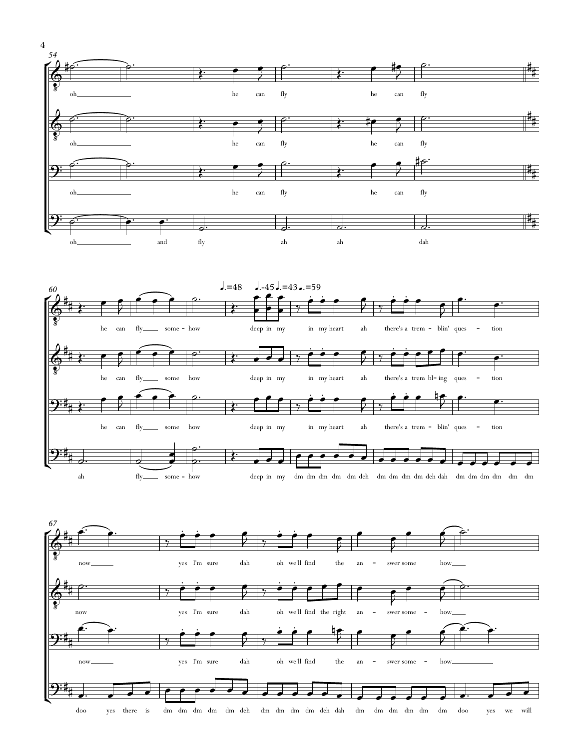54

oh he can fly he can fly

oh he can fly he can fly

oh he can fly he can fly

oh and fly ah ah dah

60

♩.=48 ♩.-45 ♩.=43 ♩.=59

he can fly some - how deep in my in my heart ah there's a trem - blin' ques - tion

he can fly some how deep in my in my heart ah there's a trem bl - ing ques - tion

he can fly some how deep in my in my heart ah there's a trem - blin' ques - tion

ah fly some - how deep in my dm dm dm dm dm deh dm dm dm dm deh dah dm dm dm dm dm dm

67

now yes I'm sure dah oh we'll find the an - swer some how

now yes I'm sure dah oh we'll find the right an - swer some - how

now yes I'm sure dah oh we'll find the an - swer some - how

doo yes there is dm dm dm dm dm deh dm dm dm dm deh dah dm dm dm dm dm dm doo yes we will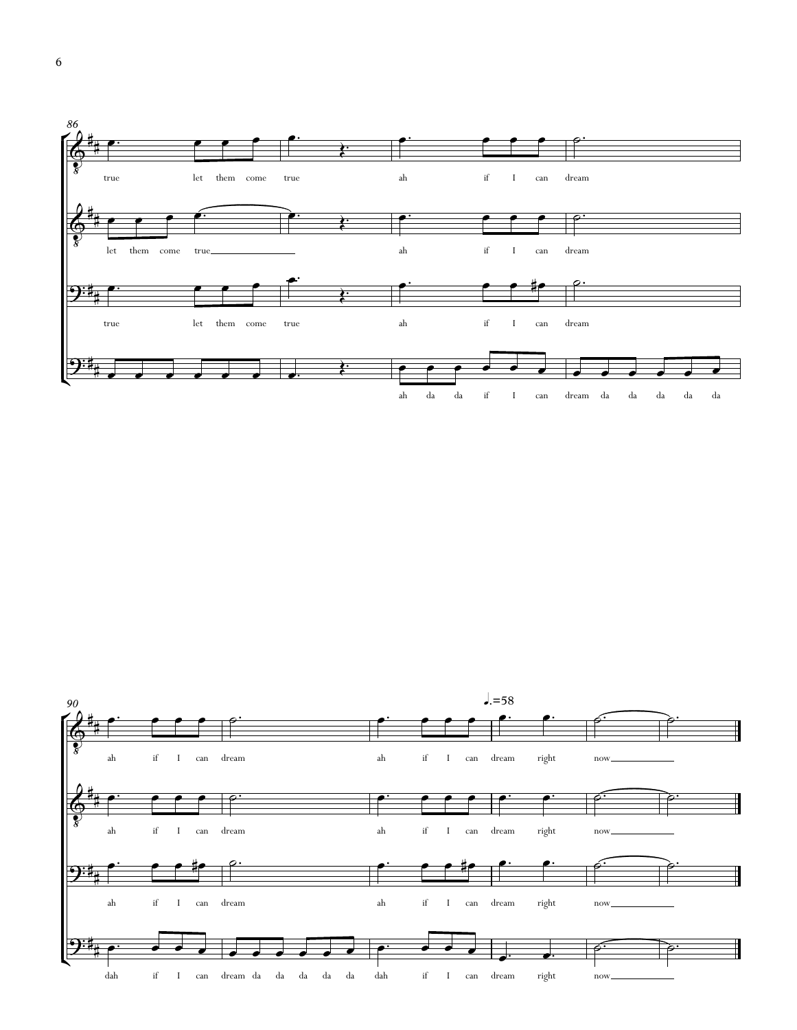86

true let them come true ah if I can dream

let them come true ah if I can dream

true let them come true ah if I can dream

ah da da if I can dream da da da da da

90

♩.=58

ah if I can dream ah if I can dream right now

ah if I can dream ah if I can dream right now

ah if I can dream ah if I can dream right now

dah if I can dream da da da da da dah if I can dream right now